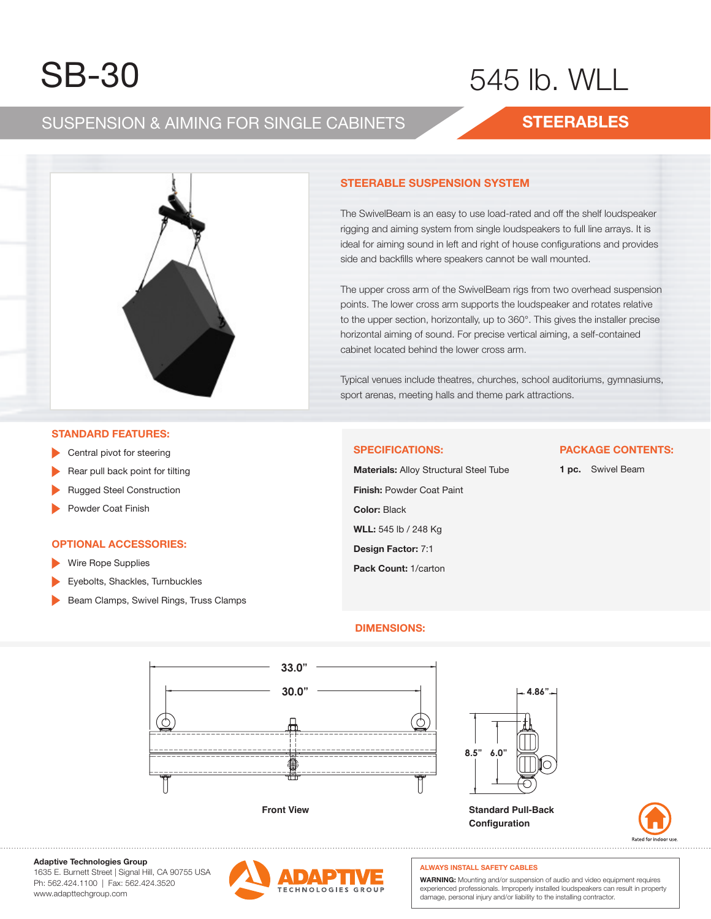# SB-30

# 545 lb. WLL

## SUSPENSION & AIMING FOR SINGLE CABINETS

## STEERABLES

### STEERABLE SUSPENSION SYSTEM

The SwivelBeam is an easy to use load-rated and off the shelf loudspeaker rigging and aiming system from single loudspeakers to full line arrays. It is ideal for aiming sound in left and right of house configurations and provides side and backfills where speakers cannot be wall mounted.

The upper cross arm of the SwivelBeam rigs from two overhead suspension points. The lower cross arm supports the loudspeaker and rotates relative to the upper section, horizontally, up to 360°. This gives the installer precise horizontal aiming of sound. For precise vertical aiming, a self-contained cabinet located behind the lower cross arm.

Typical venues include theatres, churches, school auditoriums, gymnasiums, sport arenas, meeting halls and theme park attractions.

### STANDARD FEATURES:

- Central pivot for steering
- Rear pull back point for tilting
- Rugged Steel Construction
- Powder Coat Finish

### OPTIONAL ACCESSORIES:

- Wire Rope Supplies
- Eyebolts, Shackles, Turnbuckles
- Beam Clamps, Swivel Rings, Truss Clamps

### SPECIFICATIONS:

**Materials:** Alloy Structural Steel Tube

**Finish:** Powder Coat Paint

**Color:** Black

**WLL:** 545 lb / 248 Kg

**Design Factor:** 7:1

**Pack Count:** 1/carton

### PACKAGE CONTENTS:

**1 pc.** Swivel Beam

### DIMENSIONS:

33.0”

30.0”

Front View

4.86”

8.5” 6.0”

Standard Pull-Back Configuration

Rated for Indoor use.

**Adaptive Technologies Group**
1635 E. Burnett Street | Signal Hill, CA 90755 USA
Ph: 562.424.1100 | Fax: 562.424.3520
www.adapttechgroup.com

ADAPTIVE TECHNOLOGIES GROUP

**ALWAYS INSTALL SAFETY CABLES**

**WARNING:** Mounting and/or suspension of audio and video equipment requires experienced professionals. Improperly installed loudspeakers can result in property damage, personal injury and/or liability to the installing contractor.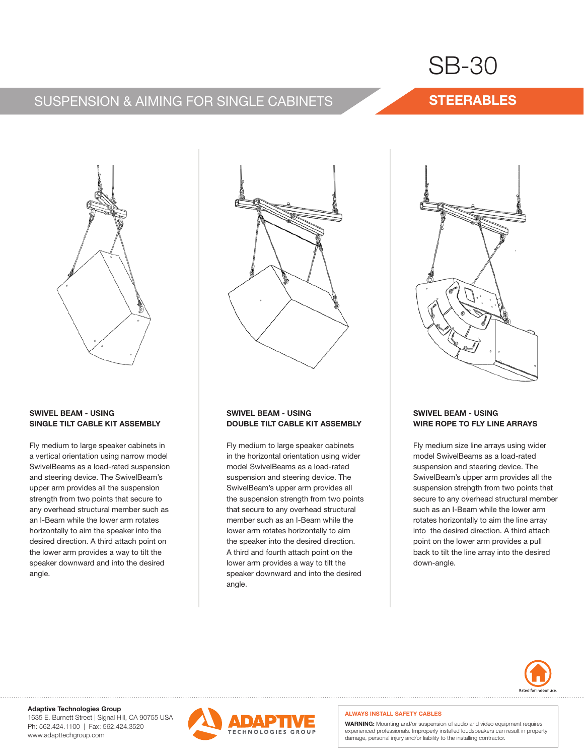# SB-30

## SUSPENSION & AIMING FOR SINGLE CABINETS

**STEERABLES**

### SWIVEL BEAM - USING SINGLE TILT CABLE KIT ASSEMBLY

Fly medium to large speaker cabinets in a vertical orientation using narrow model SwivelBeams as a load-rated suspension and steering device. The SwivelBeam's upper arm provides all the suspension strength from two points that secure to any overhead structural member such as an I-Beam while the lower arm rotates horizontally to aim the speaker into the desired direction. A third attach point on the lower arm provides a way to tilt the speaker downward and into the desired angle.

### SWIVEL BEAM - USING DOUBLE TILT CABLE KIT ASSEMBLY

Fly medium to large speaker cabinets in the horizontal orientation using wider model SwivelBeams as a load-rated suspension and steering device. The SwivelBeam's upper arm provides all the suspension strength from two points that secure to any overhead structural member such as an I-Beam while the lower arm rotates horizontally to aim the speaker into the desired direction. A third and fourth attach point on the lower arm provides a way to tilt the speaker downward and into the desired angle.

### SWIVEL BEAM - USING WIRE ROPE TO FLY LINE ARRAYS

Fly medium size line arrays using wider model SwivelBeams as a load-rated suspension and steering device. The SwivelBeam's upper arm provides all the suspension strength from two points that secure to any overhead structural member such as an I-Beam while the lower arm rotates horizontally to aim the line array into the desired direction. A third attach point on the lower arm provides a pull back to tilt the line array into the desired down-angle.

Rated for indoor use.

**Adaptive Technologies Group**
1635 E. Burnett Street | Signal Hill, CA 90755 USA
Ph: 562.424.1100 | Fax: 562.424.3520
www.adapttechgroup.com

ADAPTIVE TECHNOLOGIES GROUP

**ALWAYS INSTALL SAFETY CABLES**

**WARNING:** Mounting and/or suspension of audio and video equipment requires experienced professionals. Improperly installed loudspeakers can result in property damage, personal injury and/or liability to the installing contractor.